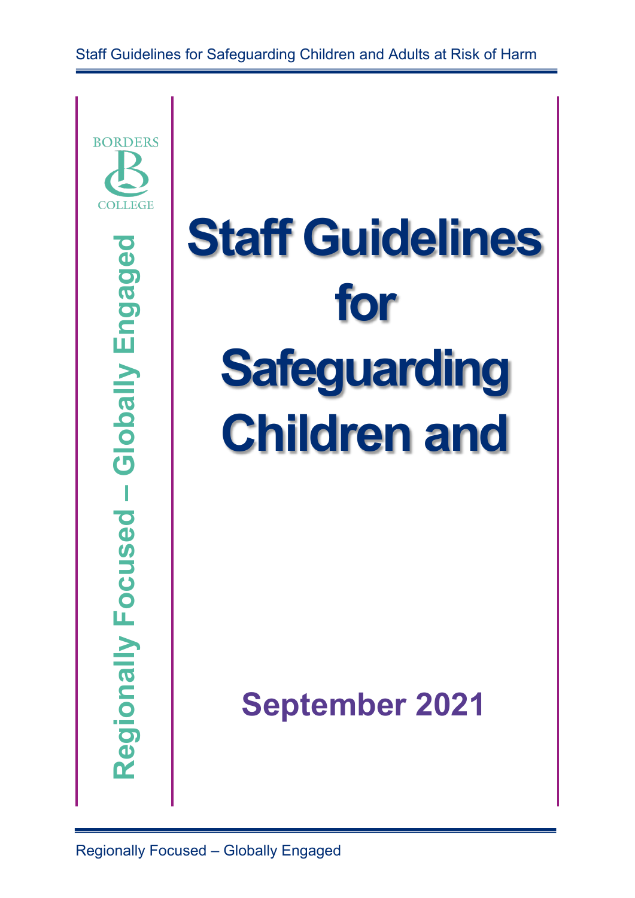BORDERS COLLEGE

Regionally Focused – Globally Engaged

# Staff Guidelines for Safeguarding Children and

## September 2021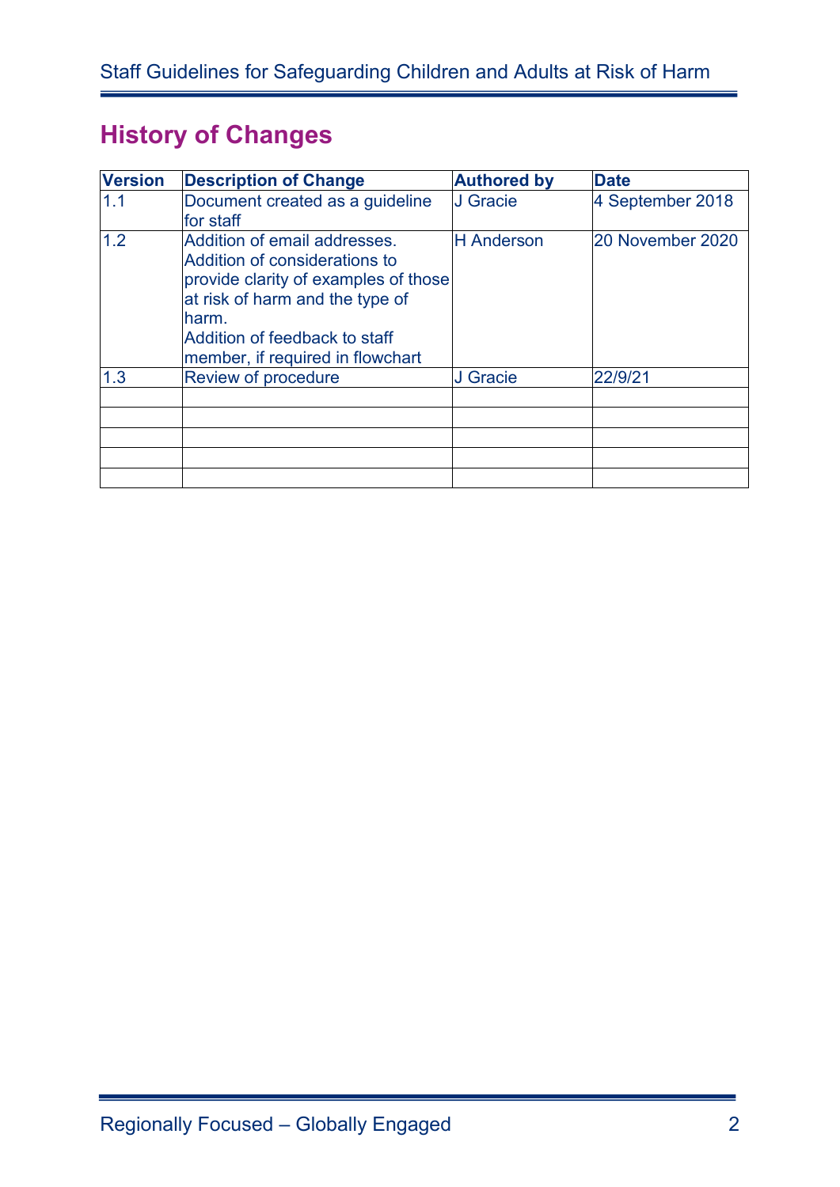## History of Changes

| Version | Description of Change | Authored by | Date |
|---|---|---|---|
| 1.1 | Document created as a guideline for staff | J Gracie | 4 September 2018 |
| 1.2 | Addition of email addresses. Addition of considerations to provide clarity of examples of those at risk of harm and the type of harm. Addition of feedback to staff member, if required in flowchart | H Anderson | 20 November 2020 |
| 1.3 | Review of procedure | J Gracie | 22/9/21 |
| | | | |
| | | | |
| | | | |
| | | | |
| | | | |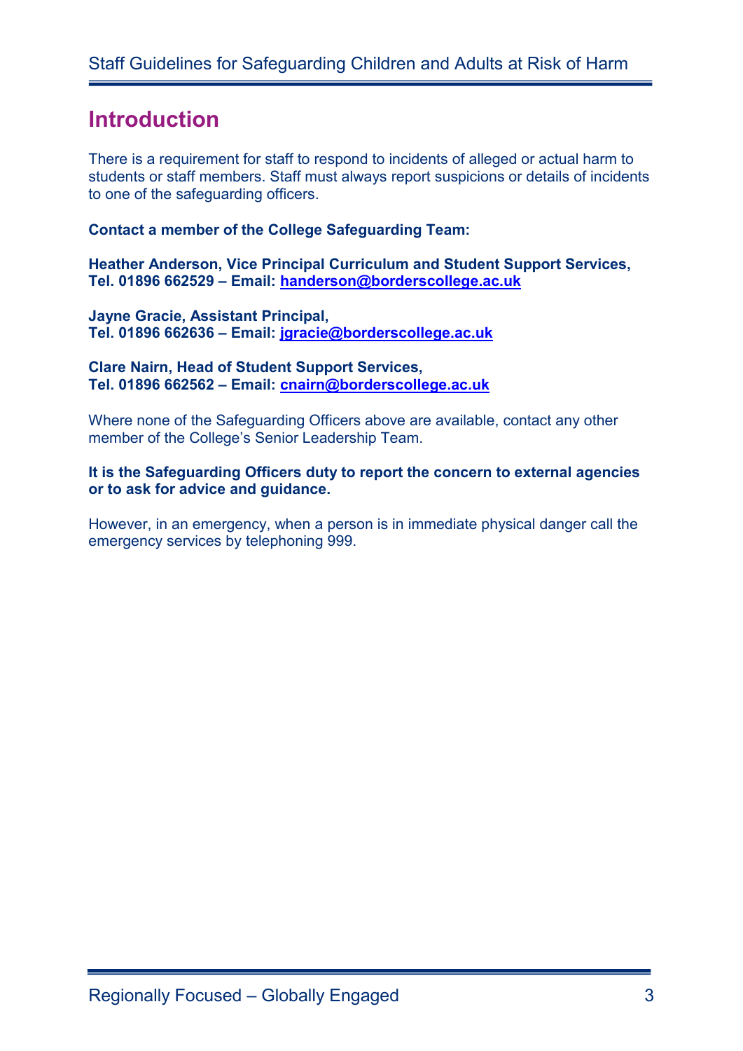# Introduction

There is a requirement for staff to respond to incidents of alleged or actual harm to students or staff members. Staff must always report suspicions or details of incidents to one of the safeguarding officers.

**Contact a member of the College Safeguarding Team:**

**Heather Anderson, Vice Principal Curriculum and Student Support Services, Tel. 01896 662529 – Email: handerson@borderscollege.ac.uk**

**Jayne Gracie, Assistant Principal, Tel. 01896 662636 – Email: jgracie@borderscollege.ac.uk**

**Clare Nairn, Head of Student Support Services, Tel. 01896 662562 – Email: cnairn@borderscollege.ac.uk**

Where none of the Safeguarding Officers above are available, contact any other member of the College's Senior Leadership Team.

**It is the Safeguarding Officers duty to report the concern to external agencies or to ask for advice and guidance.**

However, in an emergency, when a person is in immediate physical danger call the emergency services by telephoning 999.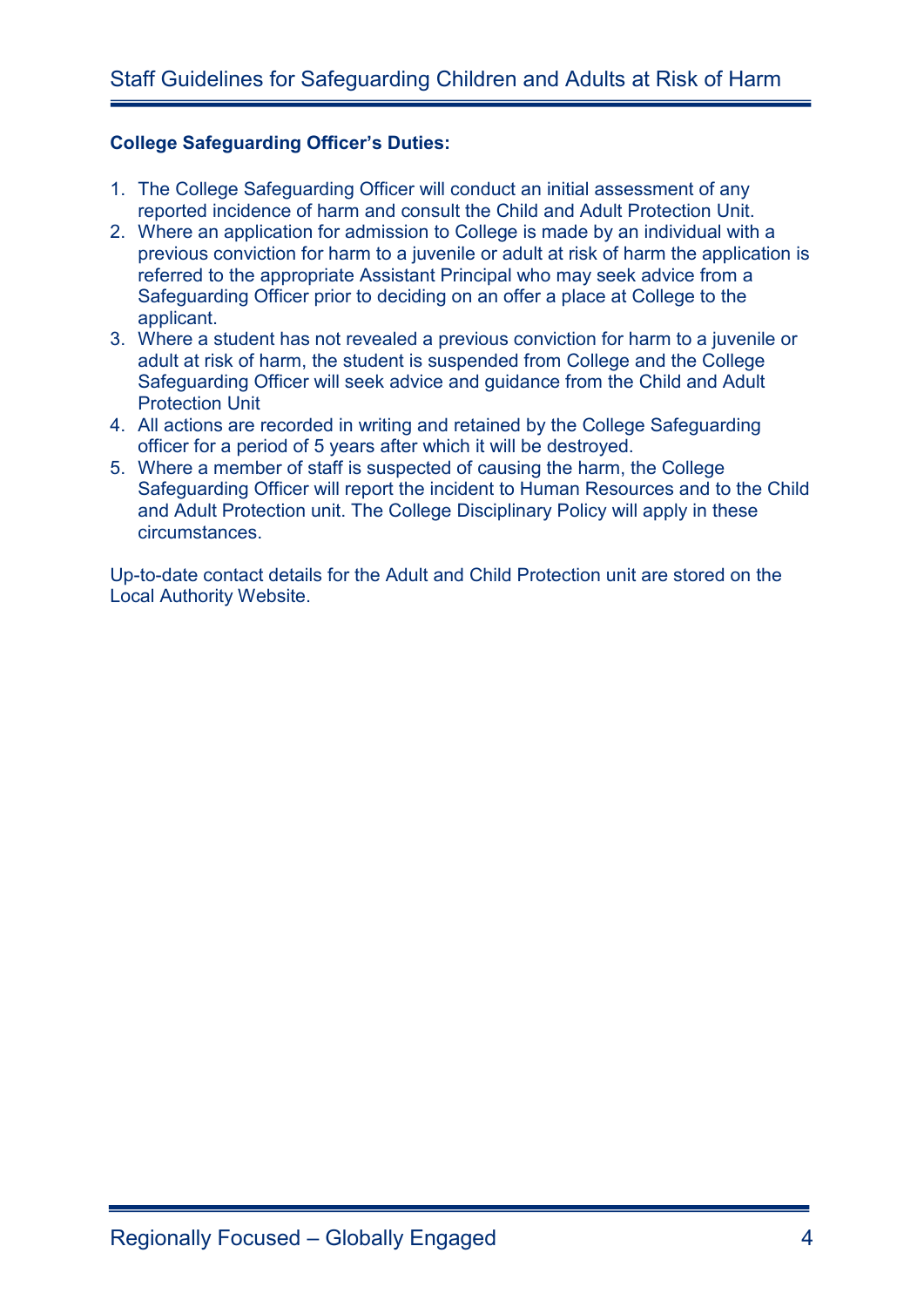**College Safeguarding Officer's Duties:**

1. The College Safeguarding Officer will conduct an initial assessment of any reported incidence of harm and consult the Child and Adult Protection Unit.
2. Where an application for admission to College is made by an individual with a previous conviction for harm to a juvenile or adult at risk of harm the application is referred to the appropriate Assistant Principal who may seek advice from a Safeguarding Officer prior to deciding on an offer a place at College to the applicant.
3. Where a student has not revealed a previous conviction for harm to a juvenile or adult at risk of harm, the student is suspended from College and the College Safeguarding Officer will seek advice and guidance from the Child and Adult Protection Unit
4. All actions are recorded in writing and retained by the College Safeguarding officer for a period of 5 years after which it will be destroyed.
5. Where a member of staff is suspected of causing the harm, the College Safeguarding Officer will report the incident to Human Resources and to the Child and Adult Protection unit. The College Disciplinary Policy will apply in these circumstances.

Up-to-date contact details for the Adult and Child Protection unit are stored on the Local Authority Website.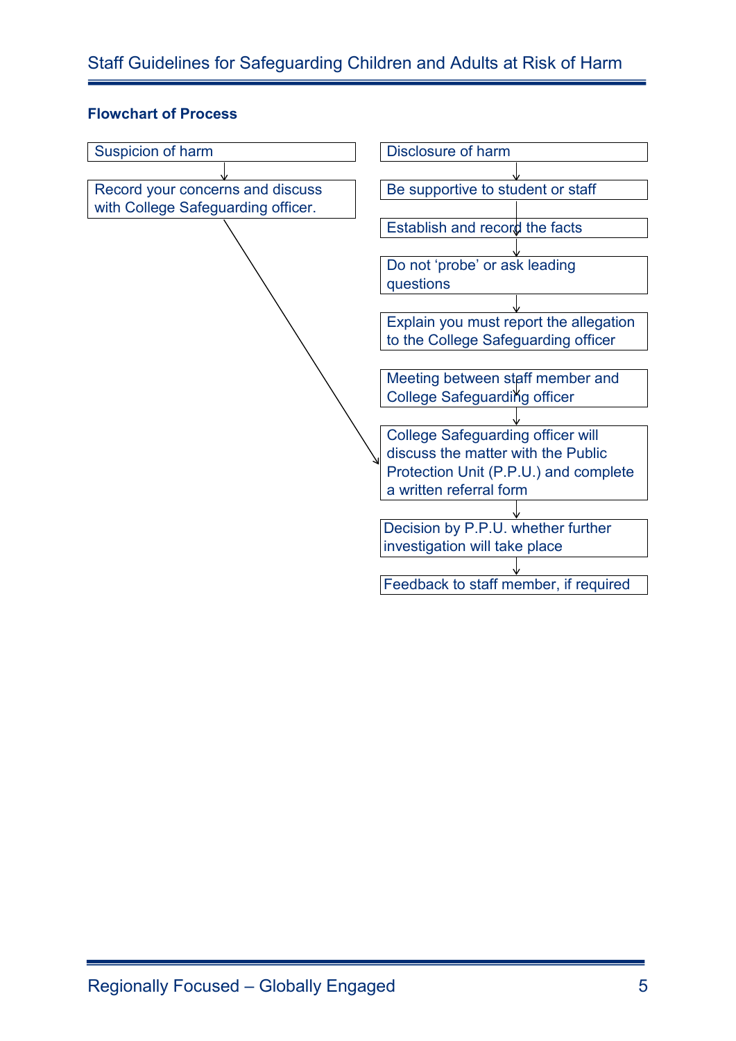**Flowchart of Process**

**Suspicion of harm**

- Suspicion of harm
- ↓
- Record your concerns and discuss with College Safeguarding officer.
- → (leads to) College Safeguarding officer will discuss the matter with the Public Protection Unit (P.P.U.) and complete a written referral form

**Disclosure of harm**

- Disclosure of harm
- ↓
- Be supportive to student or staff
- ↓
- Establish and record the facts
- ↓
- Do not 'probe' or ask leading questions
- ↓
- Explain you must report the allegation to the College Safeguarding officer
- ↓
- Meeting between staff member and College Safeguarding officer
- ↓
- College Safeguarding officer will discuss the matter with the Public Protection Unit (P.P.U.) and complete a written referral form
- ↓
- Decision by P.P.U. whether further investigation will take place
- ↓
- Feedback to staff member, if required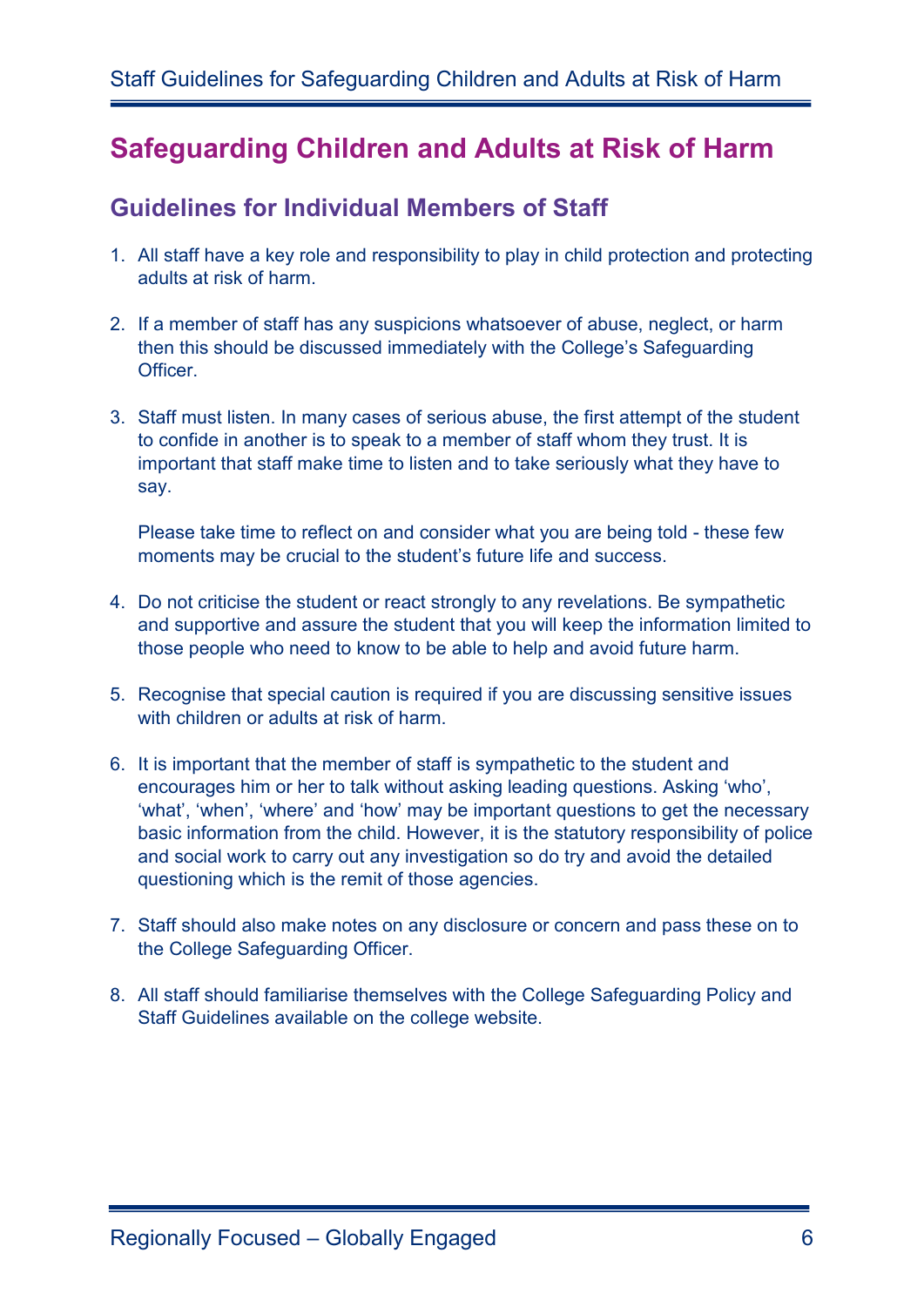# Safeguarding Children and Adults at Risk of Harm

## Guidelines for Individual Members of Staff

1. All staff have a key role and responsibility to play in child protection and protecting adults at risk of harm.

2. If a member of staff has any suspicions whatsoever of abuse, neglect, or harm then this should be discussed immediately with the College's Safeguarding Officer.

3. Staff must listen. In many cases of serious abuse, the first attempt of the student to confide in another is to speak to a member of staff whom they trust. It is important that staff make time to listen and to take seriously what they have to say.

   Please take time to reflect on and consider what you are being told - these few moments may be crucial to the student's future life and success.

4. Do not criticise the student or react strongly to any revelations. Be sympathetic and supportive and assure the student that you will keep the information limited to those people who need to know to be able to help and avoid future harm.

5. Recognise that special caution is required if you are discussing sensitive issues with children or adults at risk of harm.

6. It is important that the member of staff is sympathetic to the student and encourages him or her to talk without asking leading questions. Asking 'who', 'what', 'when', 'where' and 'how' may be important questions to get the necessary basic information from the child. However, it is the statutory responsibility of police and social work to carry out any investigation so do try and avoid the detailed questioning which is the remit of those agencies.

7. Staff should also make notes on any disclosure or concern and pass these on to the College Safeguarding Officer.

8. All staff should familiarise themselves with the College Safeguarding Policy and Staff Guidelines available on the college website.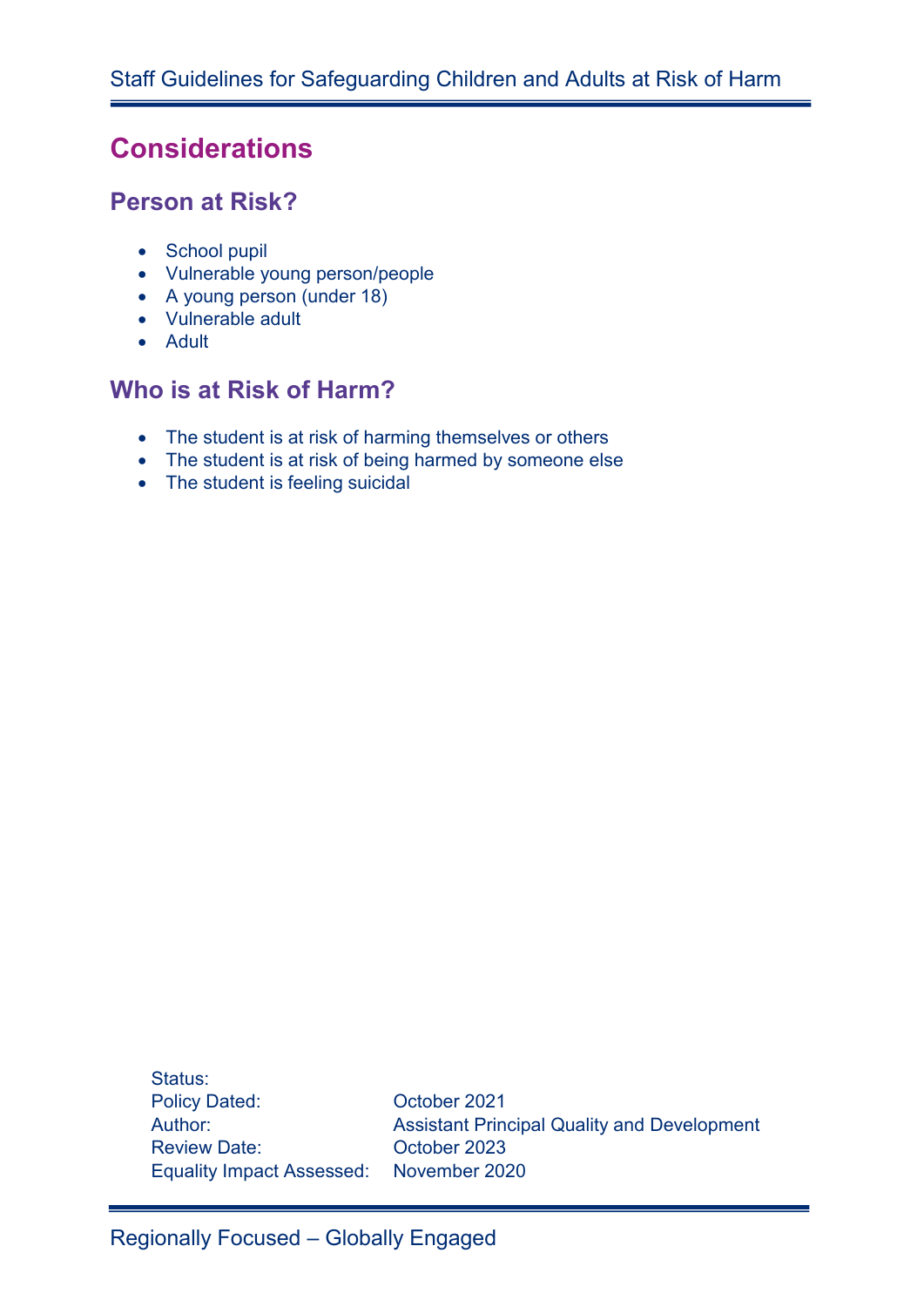## Considerations

### Person at Risk?

- School pupil
- Vulnerable young person/people
- A young person (under 18)
- Vulnerable adult
- Adult

### Who is at Risk of Harm?

- The student is at risk of harming themselves or others
- The student is at risk of being harmed by someone else
- The student is feeling suicidal

| | |
|---|---|
| Status: | |
| Policy Dated: | October 2021 |
| Author: | Assistant Principal Quality and Development |
| Review Date: | October 2023 |
| Equality Impact Assessed: | November 2020 |